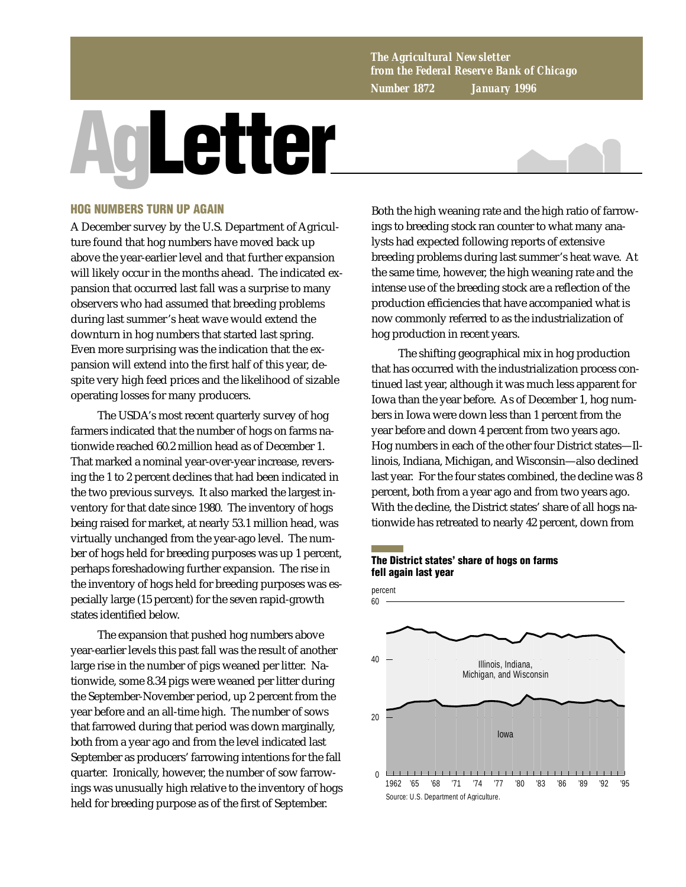*The Agricultural Newsletter from the Federal Reserve Bank of Chicago*
*Number 1872 January 1996*

# AgLetter

## HOG NUMBERS TURN UP AGAIN

A December survey by the U.S. Department of Agriculture found that hog numbers have moved back up above the year-earlier level and that further expansion will likely occur in the months ahead. The indicated expansion that occurred last fall was a surprise to many observers who had assumed that breeding problems during last summer's heat wave would extend the downturn in hog numbers that started last spring. Even more surprising was the indication that the expansion will extend into the first half of this year, despite very high feed prices and the likelihood of sizable operating losses for many producers.

The USDA's most recent quarterly survey of hog farmers indicated that the number of hogs on farms nationwide reached 60.2 million head as of December 1. That marked a nominal year-over-year increase, reversing the 1 to 2 percent declines that had been indicated in the two previous surveys. It also marked the largest inventory for that date since 1980. The inventory of hogs being raised for market, at nearly 53.1 million head, was virtually unchanged from the year-ago level. The number of hogs held for breeding purposes was up 1 percent, perhaps foreshadowing further expansion. The rise in the inventory of hogs held for breeding purposes was especially large (15 percent) for the seven rapid-growth states identified below.

The expansion that pushed hog numbers above year-earlier levels this past fall was the result of another large rise in the number of pigs weaned per litter. Nationwide, some 8.34 pigs were weaned per litter during the September-November period, up 2 percent from the year before and an all-time high. The number of sows that farrowed during that period was down marginally, both from a year ago and from the level indicated last September as producers' farrowing intentions for the fall quarter. Ironically, however, the number of sow farrowings was unusually high relative to the inventory of hogs held for breeding purpose as of the first of September.

Both the high weaning rate and the high ratio of farrowings to breeding stock ran counter to what many analysts had expected following reports of extensive breeding problems during last summer's heat wave. At the same time, however, the high weaning rate and the intense use of the breeding stock are a reflection of the production efficiencies that have accompanied what is now commonly referred to as the industrialization of hog production in recent years.

The shifting geographical mix in hog production that has occurred with the industrialization process continued last year, although it was much less apparent for Iowa than the year before. As of December 1, hog numbers in Iowa were down less than 1 percent from the year before and down 4 percent from two years ago. Hog numbers in each of the other four District states—Illinois, Indiana, Michigan, and Wisconsin—also declined last year. For the four states combined, the decline was 8 percent, both from a year ago and from two years ago. With the decline, the District states' share of all hogs nationwide has retreated to nearly 42 percent, down from

**The District states' share of hogs on farms fell again last year**

percent

[Chart: stacked area chart, 1962–'95, y-axis 0–60 percent; lower area labeled "Iowa", upper area labeled "Illinois, Indiana, Michigan, and Wisconsin"]

Source: U.S. Department of Agriculture.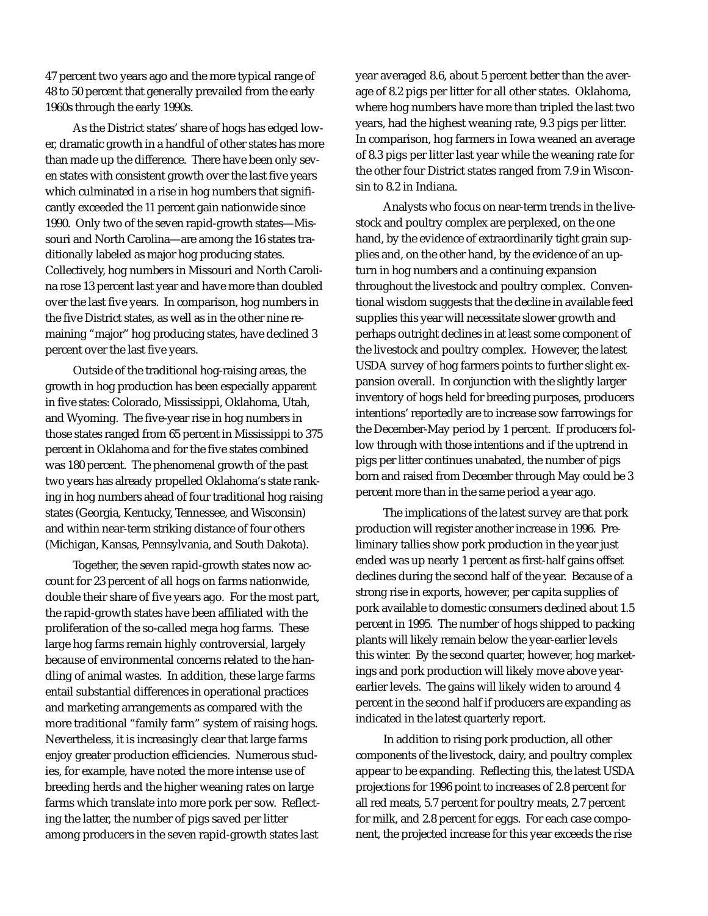47 percent two years ago and the more typical range of 48 to 50 percent that generally prevailed from the early 1960s through the early 1990s.

As the District states' share of hogs has edged lower, dramatic growth in a handful of other states has more than made up the difference. There have been only seven states with consistent growth over the last five years which culminated in a rise in hog numbers that significantly exceeded the 11 percent gain nationwide since 1990. Only two of the seven rapid-growth states—Missouri and North Carolina—are among the 16 states traditionally labeled as major hog producing states. Collectively, hog numbers in Missouri and North Carolina rose 13 percent last year and have more than doubled over the last five years. In comparison, hog numbers in the five District states, as well as in the other nine remaining "major" hog producing states, have declined 3 percent over the last five years.

Outside of the traditional hog-raising areas, the growth in hog production has been especially apparent in five states: Colorado, Mississippi, Oklahoma, Utah, and Wyoming. The five-year rise in hog numbers in those states ranged from 65 percent in Mississippi to 375 percent in Oklahoma and for the five states combined was 180 percent. The phenomenal growth of the past two years has already propelled Oklahoma's state ranking in hog numbers ahead of four traditional hog raising states (Georgia, Kentucky, Tennessee, and Wisconsin) and within near-term striking distance of four others (Michigan, Kansas, Pennsylvania, and South Dakota).

Together, the seven rapid-growth states now account for 23 percent of all hogs on farms nationwide, double their share of five years ago. For the most part, the rapid-growth states have been affiliated with the proliferation of the so-called mega hog farms. These large hog farms remain highly controversial, largely because of environmental concerns related to the handling of animal wastes. In addition, these large farms entail substantial differences in operational practices and marketing arrangements as compared with the more traditional "family farm" system of raising hogs. Nevertheless, it is increasingly clear that large farms enjoy greater production efficiencies. Numerous studies, for example, have noted the more intense use of breeding herds and the higher weaning rates on large farms which translate into more pork per sow. Reflecting the latter, the number of pigs saved per litter among producers in the seven rapid-growth states last year averaged 8.6, about 5 percent better than the average of 8.2 pigs per litter for all other states. Oklahoma, where hog numbers have more than tripled the last two years, had the highest weaning rate, 9.3 pigs per litter. In comparison, hog farmers in Iowa weaned an average of 8.3 pigs per litter last year while the weaning rate for the other four District states ranged from 7.9 in Wisconsin to 8.2 in Indiana.

Analysts who focus on near-term trends in the livestock and poultry complex are perplexed, on the one hand, by the evidence of extraordinarily tight grain supplies and, on the other hand, by the evidence of an upturn in hog numbers and a continuing expansion throughout the livestock and poultry complex. Conventional wisdom suggests that the decline in available feed supplies this year will necessitate slower growth and perhaps outright declines in at least some component of the livestock and poultry complex. However, the latest USDA survey of hog farmers points to further slight expansion overall. In conjunction with the slightly larger inventory of hogs held for breeding purposes, producers intentions' reportedly are to increase sow farrowings for the December-May period by 1 percent. If producers follow through with those intentions and if the uptrend in pigs per litter continues unabated, the number of pigs born and raised from December through May could be 3 percent more than in the same period a year ago.

The implications of the latest survey are that pork production will register another increase in 1996. Preliminary tallies show pork production in the year just ended was up nearly 1 percent as first-half gains offset declines during the second half of the year. Because of a strong rise in exports, however, per capita supplies of pork available to domestic consumers declined about 1.5 percent in 1995. The number of hogs shipped to packing plants will likely remain below the year-earlier levels this winter. By the second quarter, however, hog marketings and pork production will likely move above year-earlier levels. The gains will likely widen to around 4 percent in the second half if producers are expanding as indicated in the latest quarterly report.

In addition to rising pork production, all other components of the livestock, dairy, and poultry complex appear to be expanding. Reflecting this, the latest USDA projections for 1996 point to increases of 2.8 percent for all red meats, 5.7 percent for poultry meats, 2.7 percent for milk, and 2.8 percent for eggs. For each case component, the projected increase for this year exceeds the rise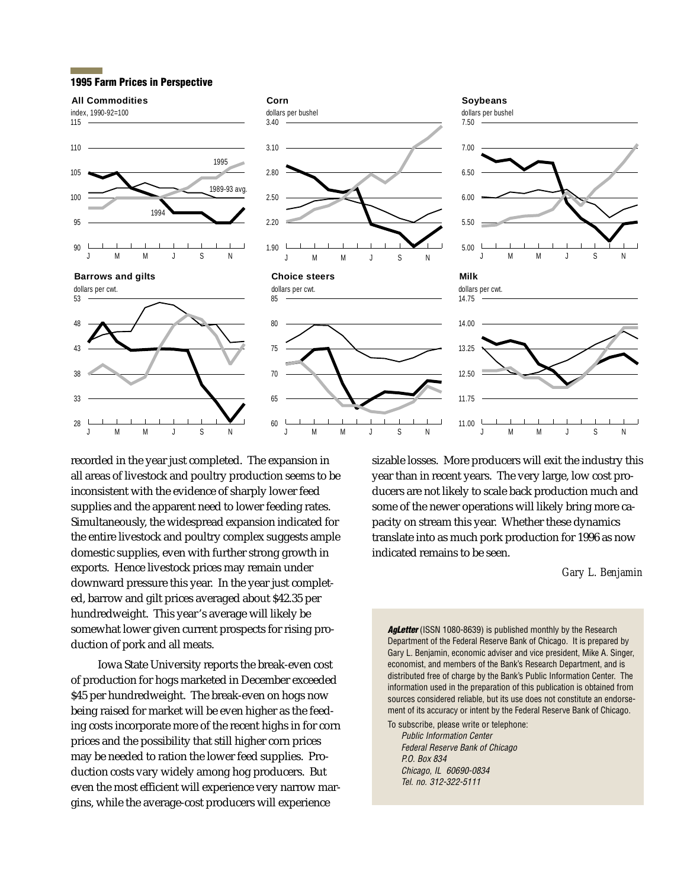## 1995 Farm Prices in Perspective

**All Commodities**
index, 1990-92=100

**Corn**
dollars per bushel

**Soybeans**
dollars per bushel

**Barrows and gilts**
dollars per cwt.

**Choice steers**
dollars per cwt.

**Milk**
dollars per cwt.

recorded in the year just completed. The expansion in all areas of livestock and poultry production seems to be inconsistent with the evidence of sharply lower feed supplies and the apparent need to lower feeding rates. Simultaneously, the widespread expansion indicated for the entire livestock and poultry complex suggests ample domestic supplies, even with further strong growth in exports. Hence livestock prices may remain under downward pressure this year. In the year just completed, barrow and gilt prices averaged about $42.35 per hundredweight. This year's average will likely be somewhat lower given current prospects for rising production of pork and all meats.

Iowa State University reports the break-even cost of production for hogs marketed in December exceeded $45 per hundredweight. The break-even on hogs now being raised for market will be even higher as the feeding costs incorporate more of the recent highs in for corn prices and the possibility that still higher corn prices may be needed to ration the lower feed supplies. Production costs vary widely among hog producers. But even the most efficient will experience very narrow margins, while the average-cost producers will experience sizable losses. More producers will exit the industry this year than in recent years. The very large, low cost producers are not likely to scale back production much and some of the newer operations will likely bring more capacity on stream this year. Whether these dynamics translate into as much pork production for 1996 as now indicated remains to be seen.

*Gary L. Benjamin*

***AgLetter*** (ISSN 1080-8639) is published monthly by the Research Department of the Federal Reserve Bank of Chicago. It is prepared by Gary L. Benjamin, economic adviser and vice president, Mike A. Singer, economist, and members of the Bank's Research Department, and is distributed free of charge by the Bank's Public Information Center. The information used in the preparation of this publication is obtained from sources considered reliable, but its use does not constitute an endorsement of its accuracy or intent by the Federal Reserve Bank of Chicago.

To subscribe, please write or telephone:

*Public Information Center*
*Federal Reserve Bank of Chicago*
*P.O. Box 834*
*Chicago, IL 60690-0834*
*Tel. no. 312-322-5111*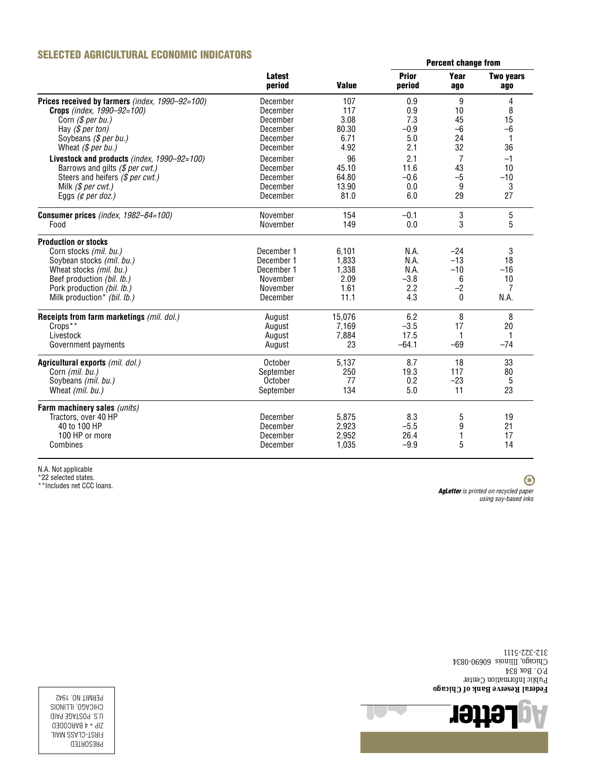## SELECTED AGRICULTURAL ECONOMIC INDICATORS

| | Latest period | Value | Percent change from Prior period | Year ago | Two years ago |
|---|---|---|---|---|---|
| **Prices received by farmers** *(index, 1990–92=100)* | December | 107 | 0.9 | 9 | 4 |
| **Crops** *(index, 1990–92=100)* | December | 117 | 0.9 | 10 | 8 |
| Corn *($ per bu.)* | December | 3.08 | 7.3 | 45 | 15 |
| Hay *($ per ton)* | December | 80.30 | –0.9 | –6 | –6 |
| Soybeans *($ per bu.)* | December | 6.71 | 5.0 | 24 | 1 |
| Wheat *($ per bu.)* | December | 4.92 | 2.1 | 32 | 36 |
| **Livestock and products** *(index, 1990–92=100)* | December | 96 | 2.1 | 7 | –1 |
| Barrows and gilts *($ per cwt.)* | December | 45.10 | 11.6 | 43 | 10 |
| Steers and heifers *($ per cwt.)* | December | 64.80 | –0.6 | –5 | –10 |
| Milk *($ per cwt.)* | December | 13.90 | 0.0 | 9 | 3 |
| Eggs *(¢ per doz.)* | December | 81.0 | 6.0 | 29 | 27 |
| **Consumer prices** *(index, 1982–84=100)* | November | 154 | –0.1 | 3 | 5 |
| Food | November | 149 | 0.0 | 3 | 5 |
| **Production or stocks** | | | | | |
| Corn stocks *(mil. bu.)* | December 1 | 6,101 | N.A. | –24 | 3 |
| Soybean stocks *(mil. bu.)* | December 1 | 1,833 | N.A. | –13 | 18 |
| Wheat stocks *(mil. bu.)* | December 1 | 1,338 | N.A. | –10 | –16 |
| Beef production *(bil. lb.)* | November | 2.09 | –3.8 | 6 | 10 |
| Pork production *(bil. lb.)* | November | 1.61 | 2.2 | –2 | 7 |
| Milk production* *(bil. lb.)* | December | 11.1 | 4.3 | 0 | N.A. |
| **Receipts from farm marketings** *(mil. dol.)* | August | 15,076 | 6.2 | 8 | 8 |
| Crops** | August | 7,169 | –3.5 | 17 | 20 |
| Livestock | August | 7,884 | 17.5 | 1 | 1 |
| Government payments | August | 23 | –64.1 | –69 | –74 |
| **Agricultural exports** *(mil. dol.)* | October | 5,137 | 8.7 | 18 | 33 |
| Corn *(mil. bu.)* | September | 250 | 19.3 | 117 | 80 |
| Soybeans *(mil. bu.)* | October | 77 | 0.2 | –23 | 5 |
| Wheat *(mil. bu.)* | September | 134 | 5.0 | 11 | 23 |
| **Farm machinery sales** *(units)* | | | | | |
| Tractors, over 40 HP | December | 5,875 | 8.3 | 5 | 19 |
| 40 to 100 HP | December | 2,923 | –5.5 | 9 | 21 |
| 100 HP or more | December | 2,952 | 26.4 | 1 | 17 |
| Combines | December | 1,035 | –9.9 | 5 | 14 |

N.A. Not applicable
*22 selected states.
**Includes net CCC loans.

***AgLetter*** *is printed on recycled paper using soy-based inks*

**AgLetter**

**Federal Reserve Bank of Chicago**
Public Information Center
P.O. Box 834
Chicago, Illinois 60690-0834
312-322-5111

PRESORTED
FIRST-CLASS MAIL
ZIP + 4 BARCODED
U.S. POSTAGE PAID
CHICAGO, ILLINOIS
PERMIT NO. 1942